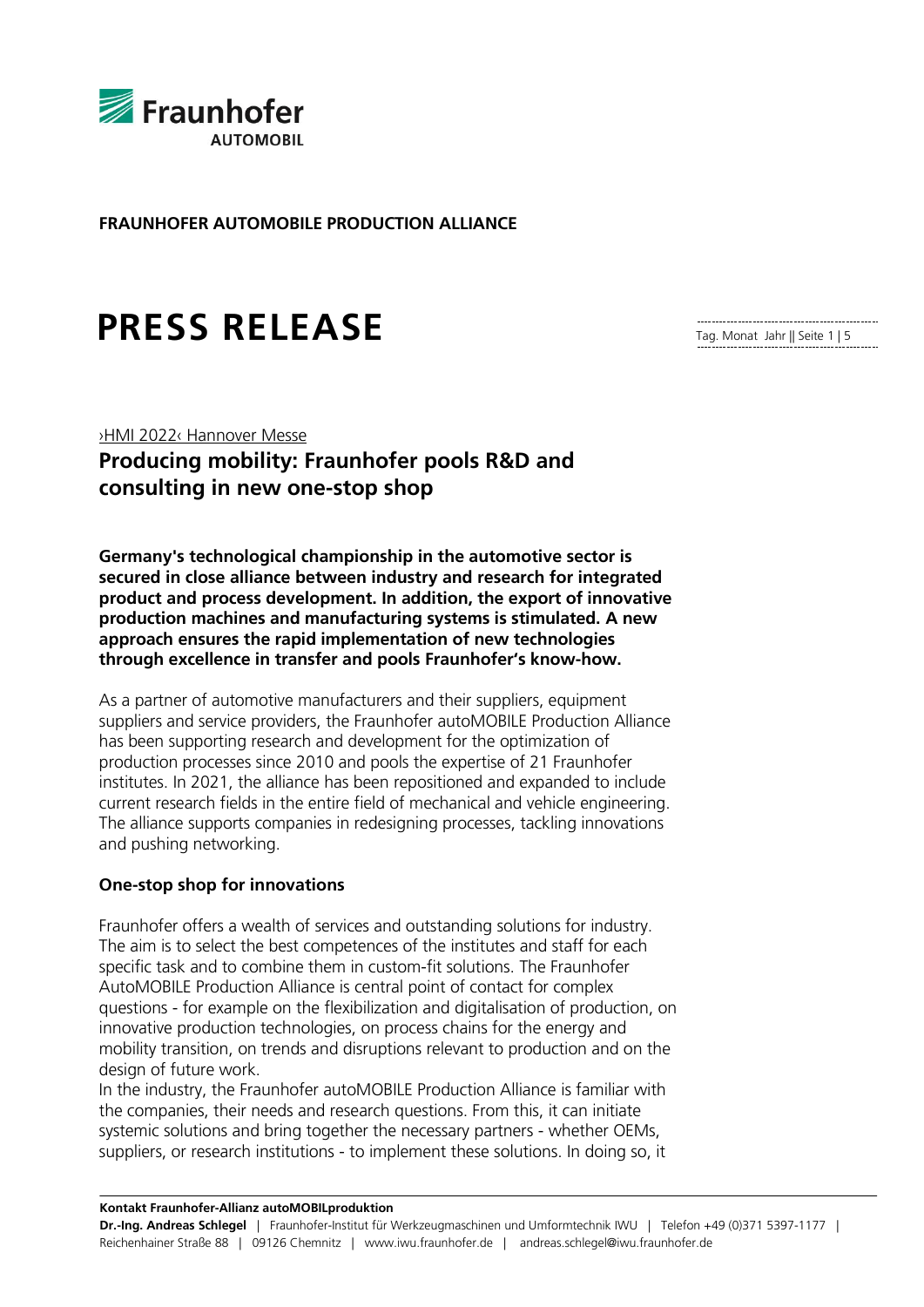**FRAUNHOFER AUTOMOBILE PRODUCTION ALLIANCE**

# PRESS RELEASE

›HMI 2022‹ Hannover Messe

## Producing mobility: Fraunhofer pools R&D and consulting in new one-stop shop

**Germany's technological championship in the automotive sector is secured in close alliance between industry and research for integrated product and process development. In addition, the export of innovative production machines and manufacturing systems is stimulated. A new approach ensures the rapid implementation of new technologies through excellence in transfer and pools Fraunhofer's know-how.**

As a partner of automotive manufacturers and their suppliers, equipment suppliers and service providers, the Fraunhofer autoMOBILE Production Alliance has been supporting research and development for the optimization of production processes since 2010 and pools the expertise of 21 Fraunhofer institutes. In 2021, the alliance has been repositioned and expanded to include current research fields in the entire field of mechanical and vehicle engineering. The alliance supports companies in redesigning processes, tackling innovations and pushing networking.

### One-stop shop for innovations

Fraunhofer offers a wealth of services and outstanding solutions for industry. The aim is to select the best competences of the institutes and staff for each specific task and to combine them in custom-fit solutions. The Fraunhofer AutoMOBILE Production Alliance is central point of contact for complex questions - for example on the flexibilization and digitalisation of production, on innovative production technologies, on process chains for the energy and mobility transition, on trends and disruptions relevant to production and on the design of future work.

In the industry, the Fraunhofer autoMOBILE Production Alliance is familiar with the companies, their needs and research questions. From this, it can initiate systemic solutions and bring together the necessary partners - whether OEMs, suppliers, or research institutions - to implement these solutions. In doing so, it

**Kontakt Fraunhofer-Allianz autoMOBILproduktion**
**Dr.-Ing. Andreas Schlegel** | Fraunhofer-Institut für Werkzeugmaschinen und Umformtechnik IWU | Telefon +49 (0)371 5397-1177 | Reichenhainer Straße 88 | 09126 Chemnitz | www.iwu.fraunhofer.de | andreas.schlegel@iwu.fraunhofer.de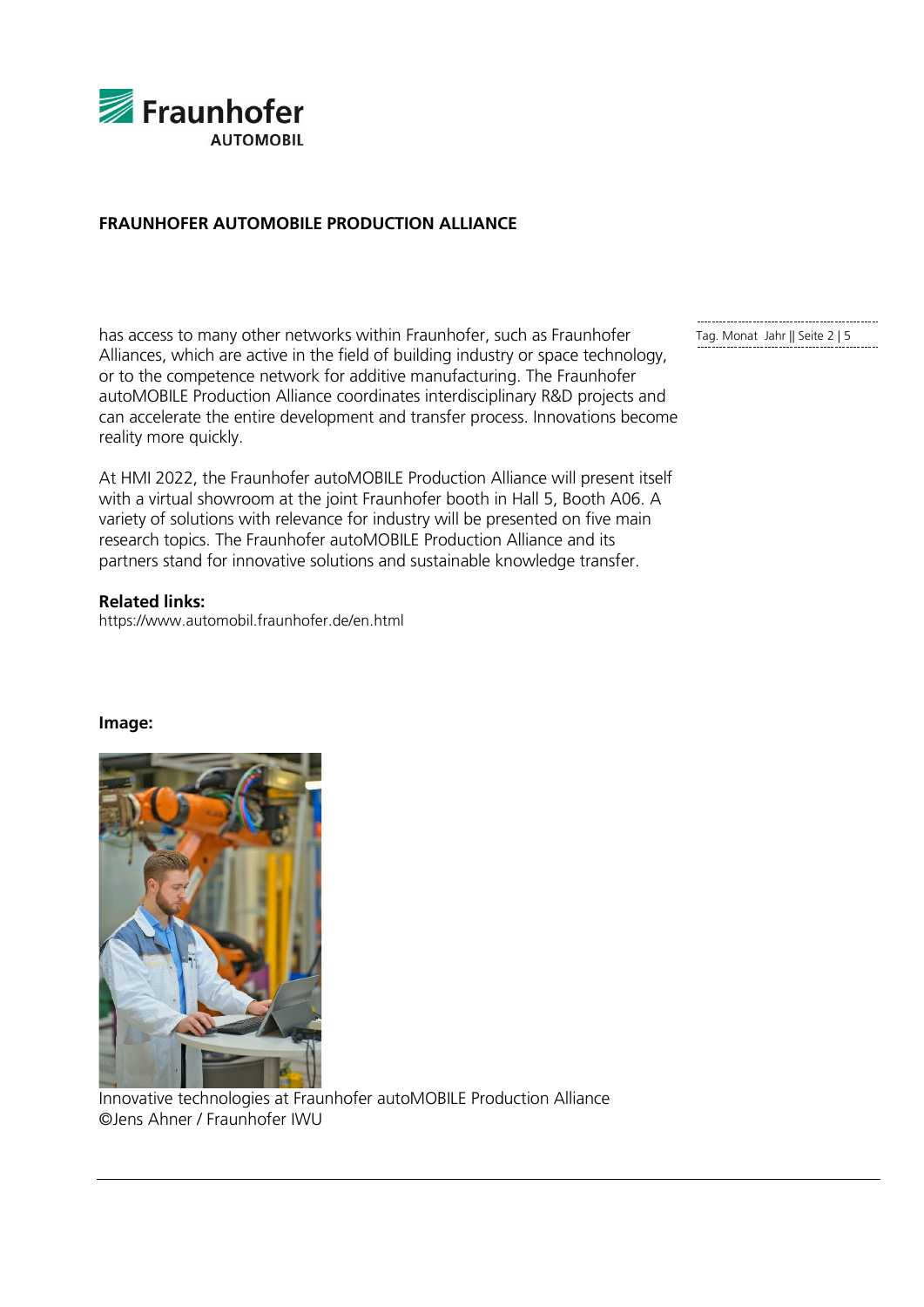**FRAUNHOFER AUTOMOBILE PRODUCTION ALLIANCE**

has access to many other networks within Fraunhofer, such as Fraunhofer Alliances, which are active in the field of building industry or space technology, or to the competence network for additive manufacturing. The Fraunhofer autoMOBILE Production Alliance coordinates interdisciplinary R&D projects and can accelerate the entire development and transfer process. Innovations become reality more quickly.

At HMI 2022, the Fraunhofer autoMOBILE Production Alliance will present itself with a virtual showroom at the joint Fraunhofer booth in Hall 5, Booth A06. A variety of solutions with relevance for industry will be presented on five main research topics. The Fraunhofer autoMOBILE Production Alliance and its partners stand for innovative solutions and sustainable knowledge transfer.

**Related links:**
https://www.automobil.fraunhofer.de/en.html

**Image:**

Innovative technologies at Fraunhofer autoMOBILE Production Alliance
©Jens Ahner / Fraunhofer IWU